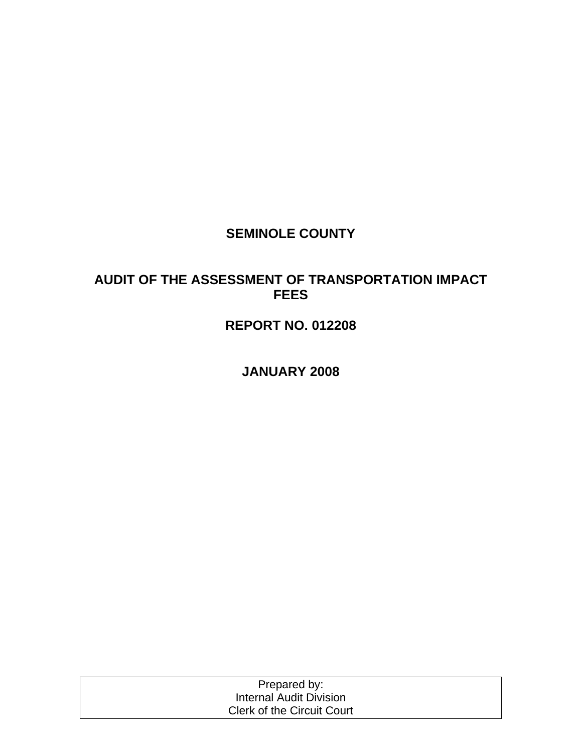# SEMINOLE COUNTY

# AUDIT OF THE ASSESSMENT OF TRANSPORTATION IMPACT FEES

# REPORT NO. 012208

# JANUARY 2008

Prepared by:
Internal Audit Division
Clerk of the Circuit Court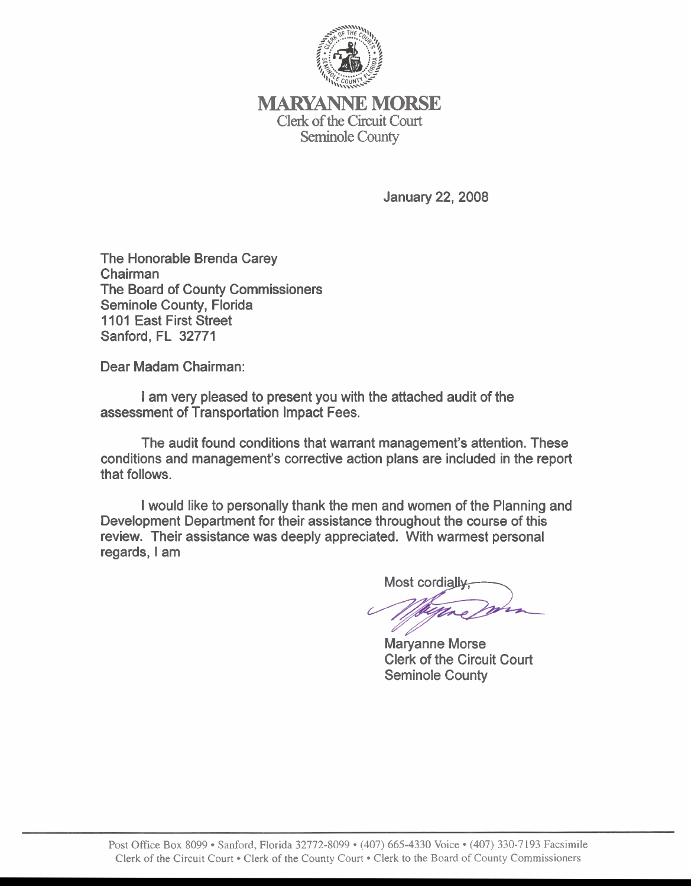# MARYANNE MORSE

Clerk of the Circuit Court
Seminole County

January 22, 2008

The Honorable Brenda Carey
Chairman
The Board of County Commissioners
Seminole County, Florida
1101 East First Street
Sanford, FL 32771

Dear Madam Chairman:

I am very pleased to present you with the attached audit of the assessment of Transportation Impact Fees.

The audit found conditions that warrant management's attention. These conditions and management's corrective action plans are included in the report that follows.

I would like to personally thank the men and women of the Planning and Development Department for their assistance throughout the course of this review. Their assistance was deeply appreciated. With warmest personal regards, I am

Most cordially,

Maryanne Morse
Clerk of the Circuit Court
Seminole County

Post Office Box 8099 • Sanford, Florida 32772-8099 • (407) 665-4330 Voice • (407) 330-7193 Facsimile
Clerk of the Circuit Court • Clerk of the County Court • Clerk to the Board of County Commissioners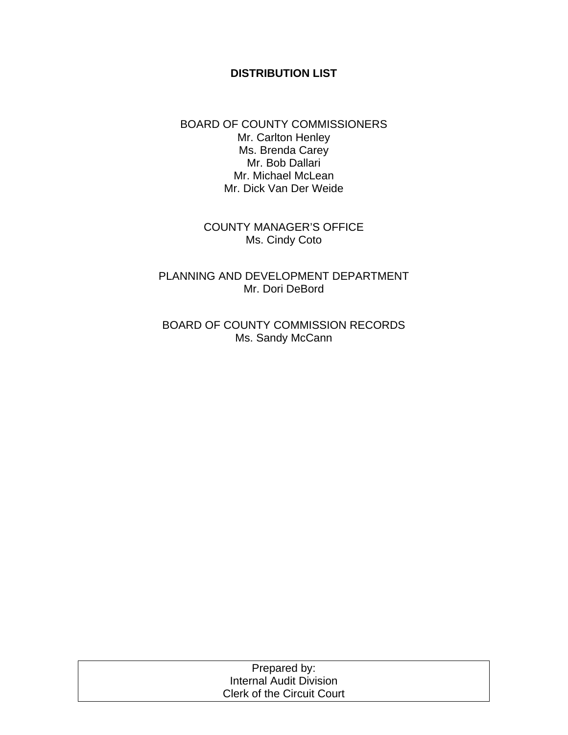# DISTRIBUTION LIST

BOARD OF COUNTY COMMISSIONERS
Mr. Carlton Henley
Ms. Brenda Carey
Mr. Bob Dallari
Mr. Michael McLean
Mr. Dick Van Der Weide

COUNTY MANAGER'S OFFICE
Ms. Cindy Coto

PLANNING AND DEVELOPMENT DEPARTMENT
Mr. Dori DeBord

BOARD OF COUNTY COMMISSION RECORDS
Ms. Sandy McCann

Prepared by:
Internal Audit Division
Clerk of the Circuit Court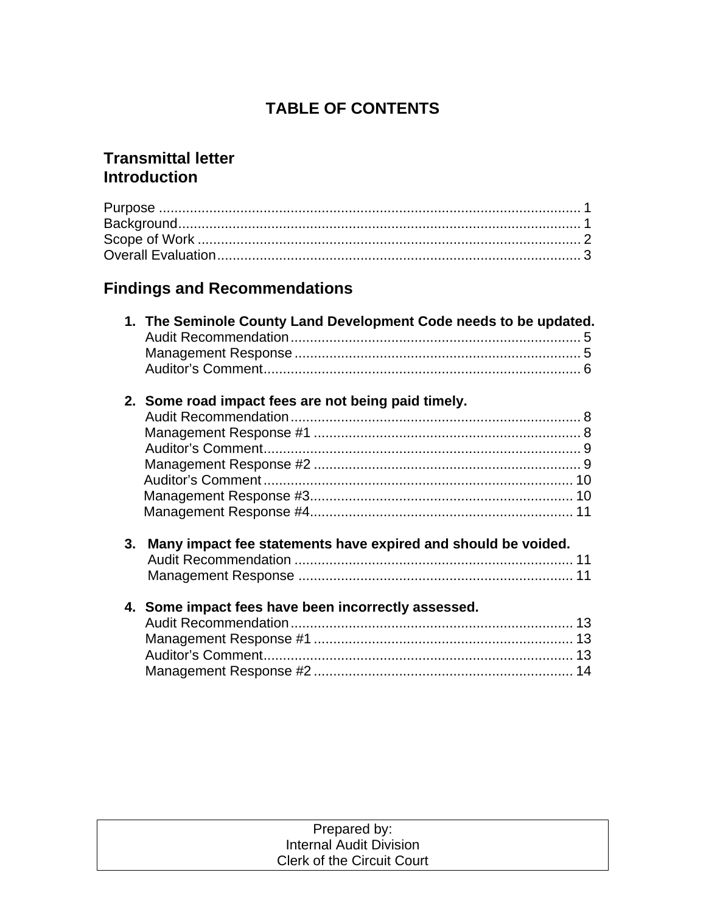# TABLE OF CONTENTS

## Transmittal letter
## Introduction

Purpose ............................................................................................................. 1
Background......................................................................................................... 1
Scope of Work .................................................................................................... 2
Overall Evaluation.............................................................................................. 3

## Findings and Recommendations

1. **The Seminole County Land Development Code needs to be updated.**
   - Audit Recommendation ........................................................................... 5
   - Management Response ........................................................................... 5
   - Auditor's Comment.................................................................................. 6

2. **Some road impact fees are not being paid timely.**
   - Audit Recommendation ........................................................................... 8
   - Management Response #1 ..................................................................... 8
   - Auditor's Comment.................................................................................. 9
   - Management Response #2 ..................................................................... 9
   - Auditor's Comment................................................................................ 10
   - Management Response #3.................................................................... 10
   - Management Response #4.................................................................... 11

3. **Many impact fee statements have expired and should be voided.**
   - Audit Recommendation ......................................................................... 11
   - Management Response ........................................................................ 11

4. **Some impact fees have been incorrectly assessed.**
   - Audit Recommendation ......................................................................... 13
   - Management Response #1 ................................................................... 13
   - Auditor's Comment................................................................................ 13
   - Management Response #2 ................................................................... 14

Prepared by:
Internal Audit Division
Clerk of the Circuit Court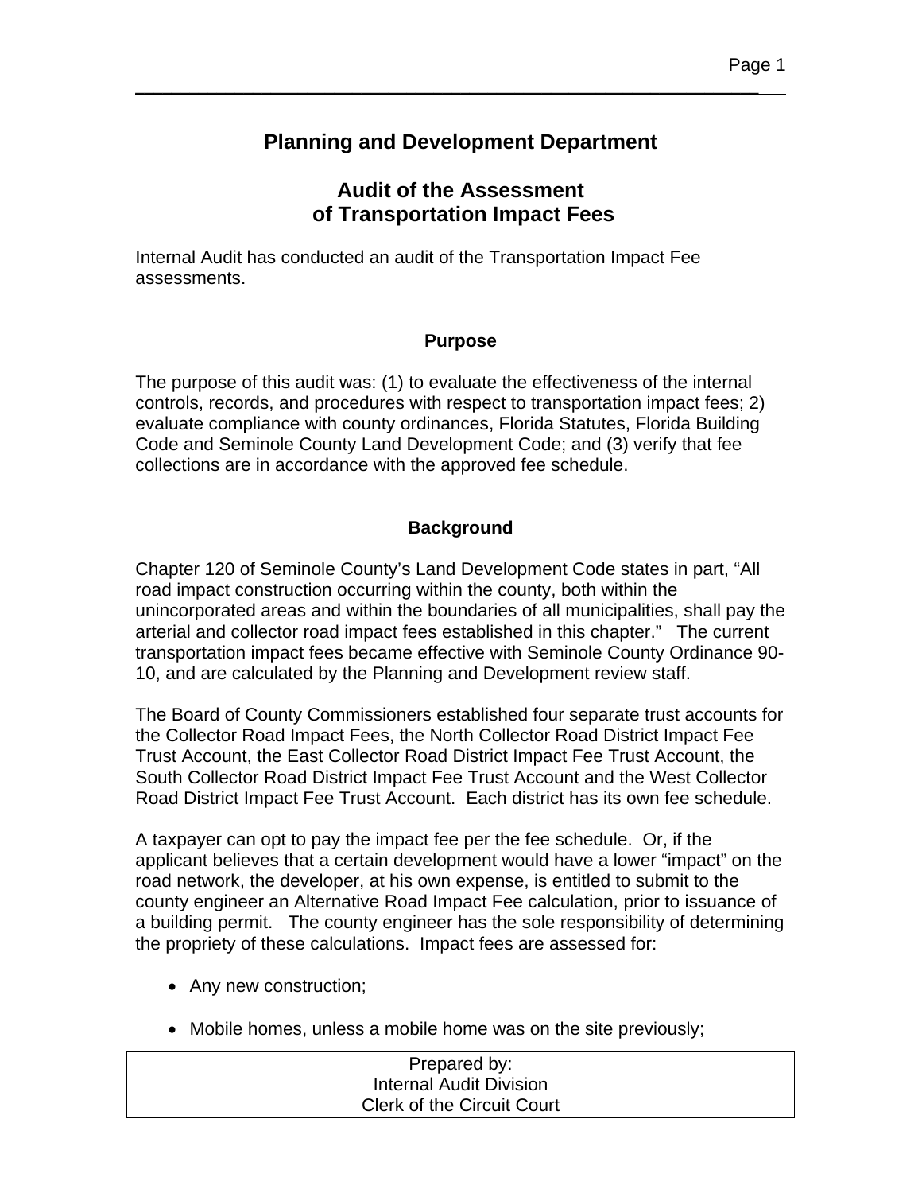# Planning and Development Department

## Audit of the Assessment of Transportation Impact Fees

Internal Audit has conducted an audit of the Transportation Impact Fee assessments.

### Purpose

The purpose of this audit was: (1) to evaluate the effectiveness of the internal controls, records, and procedures with respect to transportation impact fees; 2) evaluate compliance with county ordinances, Florida Statutes, Florida Building Code and Seminole County Land Development Code; and (3) verify that fee collections are in accordance with the approved fee schedule.

### Background

Chapter 120 of Seminole County's Land Development Code states in part, "All road impact construction occurring within the county, both within the unincorporated areas and within the boundaries of all municipalities, shall pay the arterial and collector road impact fees established in this chapter." The current transportation impact fees became effective with Seminole County Ordinance 90-10, and are calculated by the Planning and Development review staff.

The Board of County Commissioners established four separate trust accounts for the Collector Road Impact Fees, the North Collector Road District Impact Fee Trust Account, the East Collector Road District Impact Fee Trust Account, the South Collector Road District Impact Fee Trust Account and the West Collector Road District Impact Fee Trust Account. Each district has its own fee schedule.

A taxpayer can opt to pay the impact fee per the fee schedule. Or, if the applicant believes that a certain development would have a lower "impact" on the road network, the developer, at his own expense, is entitled to submit to the county engineer an Alternative Road Impact Fee calculation, prior to issuance of a building permit. The county engineer has the sole responsibility of determining the propriety of these calculations. Impact fees are assessed for:

- Any new construction;
- Mobile homes, unless a mobile home was on the site previously;

Prepared by:
Internal Audit Division
Clerk of the Circuit Court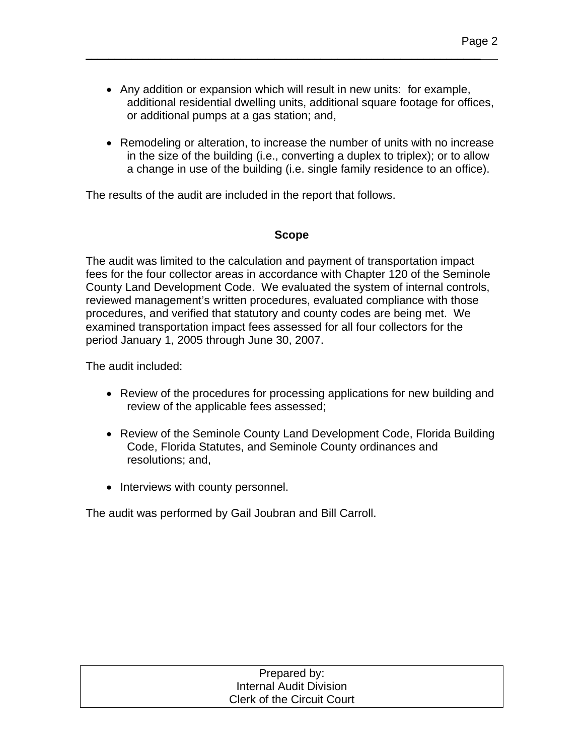- Any addition or expansion which will result in new units: for example, additional residential dwelling units, additional square footage for offices, or additional pumps at a gas station; and,

- Remodeling or alteration, to increase the number of units with no increase in the size of the building (i.e., converting a duplex to triplex); or to allow a change in use of the building (i.e. single family residence to an office).

The results of the audit are included in the report that follows.

## Scope

The audit was limited to the calculation and payment of transportation impact fees for the four collector areas in accordance with Chapter 120 of the Seminole County Land Development Code. We evaluated the system of internal controls, reviewed management's written procedures, evaluated compliance with those procedures, and verified that statutory and county codes are being met. We examined transportation impact fees assessed for all four collectors for the period January 1, 2005 through June 30, 2007.

The audit included:

- Review of the procedures for processing applications for new building and review of the applicable fees assessed;

- Review of the Seminole County Land Development Code, Florida Building Code, Florida Statutes, and Seminole County ordinances and resolutions; and,

- Interviews with county personnel.

The audit was performed by Gail Joubran and Bill Carroll.

| Prepared by: Internal Audit Division Clerk of the Circuit Court |
|---|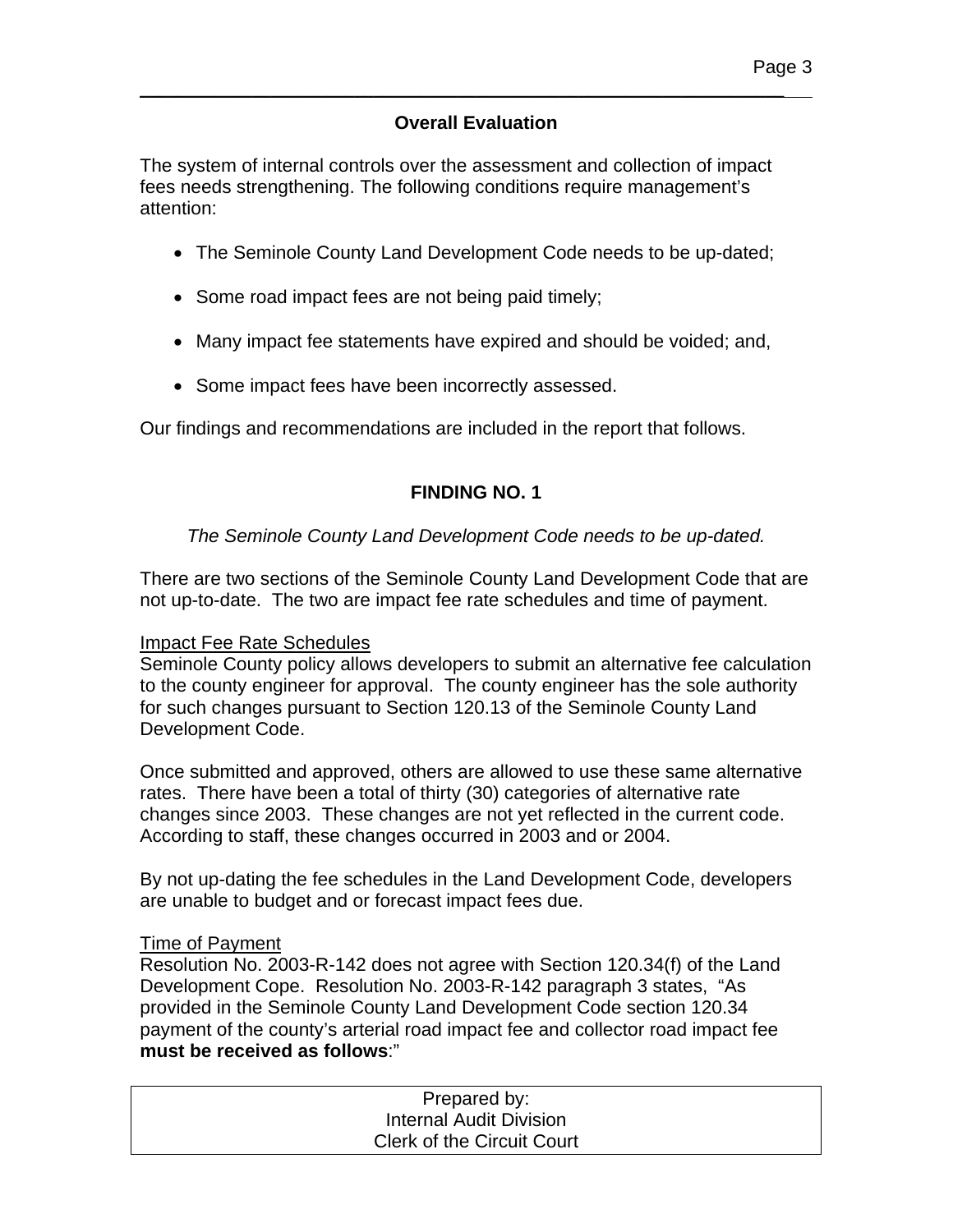## Overall Evaluation

The system of internal controls over the assessment and collection of impact fees needs strengthening. The following conditions require management's attention:

- The Seminole County Land Development Code needs to be up-dated;
- Some road impact fees are not being paid timely;
- Many impact fee statements have expired and should be voided; and,
- Some impact fees have been incorrectly assessed.

Our findings and recommendations are included in the report that follows.

## FINDING NO. 1

*The Seminole County Land Development Code needs to be up-dated.*

There are two sections of the Seminole County Land Development Code that are not up-to-date. The two are impact fee rate schedules and time of payment.

Impact Fee Rate Schedules

Seminole County policy allows developers to submit an alternative fee calculation to the county engineer for approval. The county engineer has the sole authority for such changes pursuant to Section 120.13 of the Seminole County Land Development Code.

Once submitted and approved, others are allowed to use these same alternative rates. There have been a total of thirty (30) categories of alternative rate changes since 2003. These changes are not yet reflected in the current code. According to staff, these changes occurred in 2003 and or 2004.

By not up-dating the fee schedules in the Land Development Code, developers are unable to budget and or forecast impact fees due.

Time of Payment

Resolution No. 2003-R-142 does not agree with Section 120.34(f) of the Land Development Cope. Resolution No. 2003-R-142 paragraph 3 states, "As provided in the Seminole County Land Development Code section 120.34 payment of the county's arterial road impact fee and collector road impact fee **must be received as follows**:"

Prepared by:
Internal Audit Division
Clerk of the Circuit Court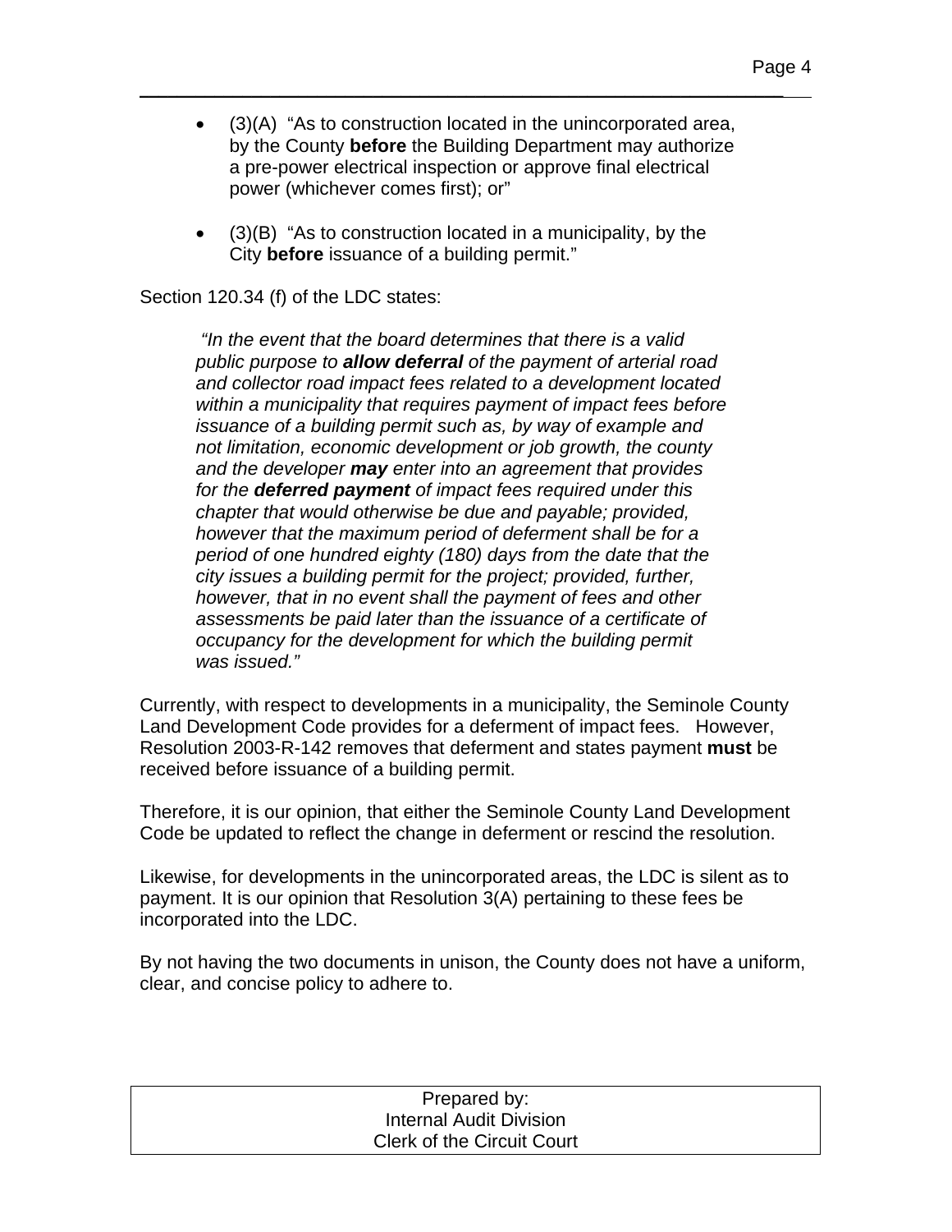- (3)(A) "As to construction located in the unincorporated area, by the County **before** the Building Department may authorize a pre-power electrical inspection or approve final electrical power (whichever comes first); or"

- (3)(B) "As to construction located in a municipality, by the City **before** issuance of a building permit."

Section 120.34 (f) of the LDC states:

> *"In the event that the board determines that there is a valid public purpose to **allow deferral** of the payment of arterial road and collector road impact fees related to a development located within a municipality that requires payment of impact fees before issuance of a building permit such as, by way of example and not limitation, economic development or job growth, the county and the developer **may** enter into an agreement that provides for the **deferred payment** of impact fees required under this chapter that would otherwise be due and payable; provided, however that the maximum period of deferment shall be for a period of one hundred eighty (180) days from the date that the city issues a building permit for the project; provided, further, however, that in no event shall the payment of fees and other assessments be paid later than the issuance of a certificate of occupancy for the development for which the building permit was issued."*

Currently, with respect to developments in a municipality, the Seminole County Land Development Code provides for a deferment of impact fees. However, Resolution 2003-R-142 removes that deferment and states payment **must** be received before issuance of a building permit.

Therefore, it is our opinion, that either the Seminole County Land Development Code be updated to reflect the change in deferment or rescind the resolution.

Likewise, for developments in the unincorporated areas, the LDC is silent as to payment. It is our opinion that Resolution 3(A) pertaining to these fees be incorporated into the LDC.

By not having the two documents in unison, the County does not have a uniform, clear, and concise policy to adhere to.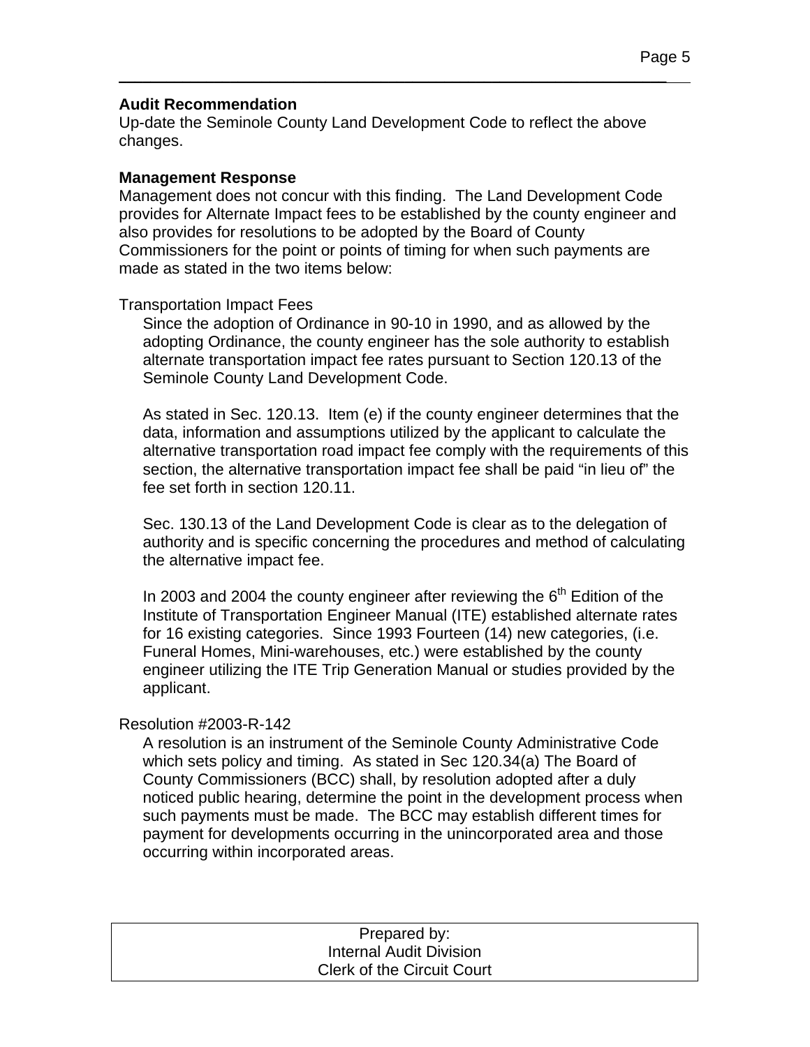**Audit Recommendation**
Up-date the Seminole County Land Development Code to reflect the above changes.

**Management Response**
Management does not concur with this finding. The Land Development Code provides for Alternate Impact fees to be established by the county engineer and also provides for resolutions to be adopted by the Board of County Commissioners for the point or points of timing for when such payments are made as stated in the two items below:

Transportation Impact Fees

Since the adoption of Ordinance in 90-10 in 1990, and as allowed by the adopting Ordinance, the county engineer has the sole authority to establish alternate transportation impact fee rates pursuant to Section 120.13 of the Seminole County Land Development Code.

As stated in Sec. 120.13. Item (e) if the county engineer determines that the data, information and assumptions utilized by the applicant to calculate the alternative transportation road impact fee comply with the requirements of this section, the alternative transportation impact fee shall be paid "in lieu of" the fee set forth in section 120.11.

Sec. 130.13 of the Land Development Code is clear as to the delegation of authority and is specific concerning the procedures and method of calculating the alternative impact fee.

In 2003 and 2004 the county engineer after reviewing the 6th Edition of the Institute of Transportation Engineer Manual (ITE) established alternate rates for 16 existing categories. Since 1993 Fourteen (14) new categories, (i.e. Funeral Homes, Mini-warehouses, etc.) were established by the county engineer utilizing the ITE Trip Generation Manual or studies provided by the applicant.

Resolution #2003-R-142

A resolution is an instrument of the Seminole County Administrative Code which sets policy and timing. As stated in Sec 120.34(a) The Board of County Commissioners (BCC) shall, by resolution adopted after a duly noticed public hearing, determine the point in the development process when such payments must be made. The BCC may establish different times for payment for developments occurring in the unincorporated area and those occurring within incorporated areas.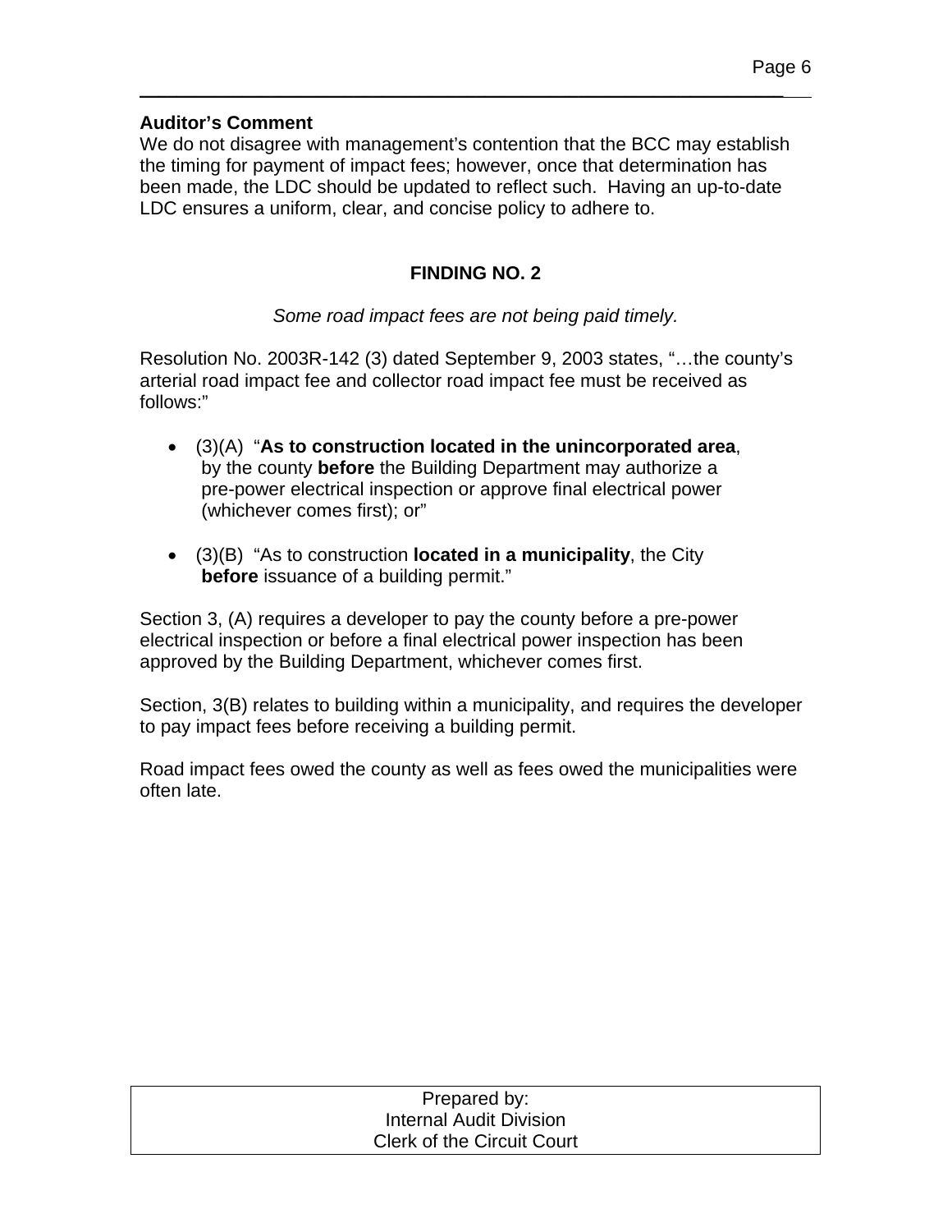**Auditor's Comment**

We do not disagree with management's contention that the BCC may establish the timing for payment of impact fees; however, once that determination has been made, the LDC should be updated to reflect such. Having an up-to-date LDC ensures a uniform, clear, and concise policy to adhere to.

## FINDING NO. 2

*Some road impact fees are not being paid timely.*

Resolution No. 2003R-142 (3) dated September 9, 2003 states, "…the county's arterial road impact fee and collector road impact fee must be received as follows:"

- (3)(A) "**As to construction located in the unincorporated area**, by the county **before** the Building Department may authorize a pre-power electrical inspection or approve final electrical power (whichever comes first); or"
- (3)(B) "As to construction **located in a municipality**, the City **before** issuance of a building permit."

Section 3, (A) requires a developer to pay the county before a pre-power electrical inspection or before a final electrical power inspection has been approved by the Building Department, whichever comes first.

Section, 3(B) relates to building within a municipality, and requires the developer to pay impact fees before receiving a building permit.

Road impact fees owed the county as well as fees owed the municipalities were often late.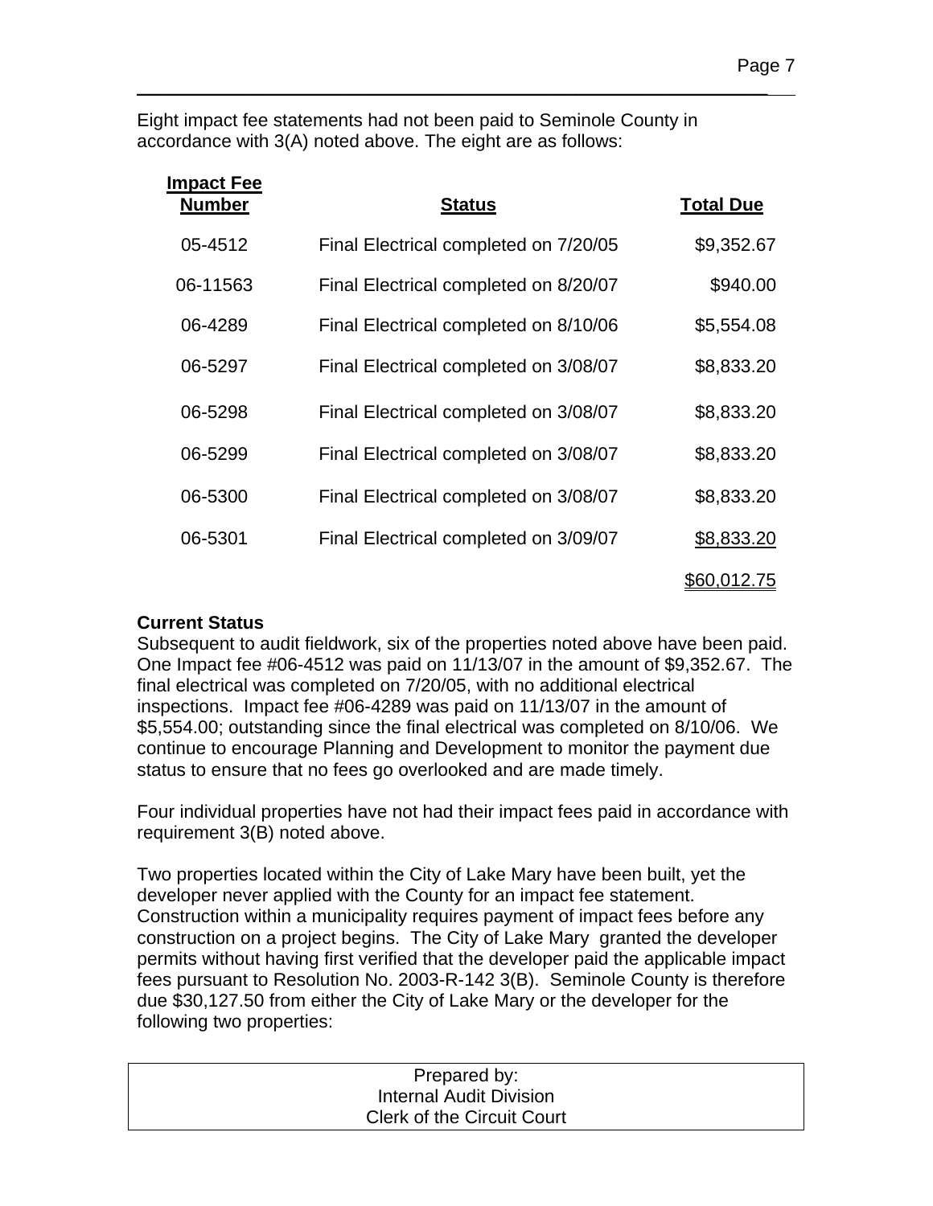Eight impact fee statements had not been paid to Seminole County in accordance with 3(A) noted above. The eight are as follows:

| Impact Fee Number | Status | Total Due |
|---|---|---|
| 05-4512 | Final Electrical completed on 7/20/05 | $9,352.67 |
| 06-11563 | Final Electrical completed on 8/20/07 | $940.00 |
| 06-4289 | Final Electrical completed on 8/10/06 | $5,554.08 |
| 06-5297 | Final Electrical completed on 3/08/07 | $8,833.20 |
| 06-5298 | Final Electrical completed on 3/08/07 | $8,833.20 |
| 06-5299 | Final Electrical completed on 3/08/07 | $8,833.20 |
| 06-5300 | Final Electrical completed on 3/08/07 | $8,833.20 |
| 06-5301 | Final Electrical completed on 3/09/07 | $8,833.20 |
| | | $60,012.75 |

**Current Status**

Subsequent to audit fieldwork, six of the properties noted above have been paid. One Impact fee #06-4512 was paid on 11/13/07 in the amount of $9,352.67. The final electrical was completed on 7/20/05, with no additional electrical inspections. Impact fee #06-4289 was paid on 11/13/07 in the amount of $5,554.00; outstanding since the final electrical was completed on 8/10/06. We continue to encourage Planning and Development to monitor the payment due status to ensure that no fees go overlooked and are made timely.

Four individual properties have not had their impact fees paid in accordance with requirement 3(B) noted above.

Two properties located within the City of Lake Mary have been built, yet the developer never applied with the County for an impact fee statement. Construction within a municipality requires payment of impact fees before any construction on a project begins. The City of Lake Mary granted the developer permits without having first verified that the developer paid the applicable impact fees pursuant to Resolution No. 2003-R-142 3(B). Seminole County is therefore due $30,127.50 from either the City of Lake Mary or the developer for the following two properties: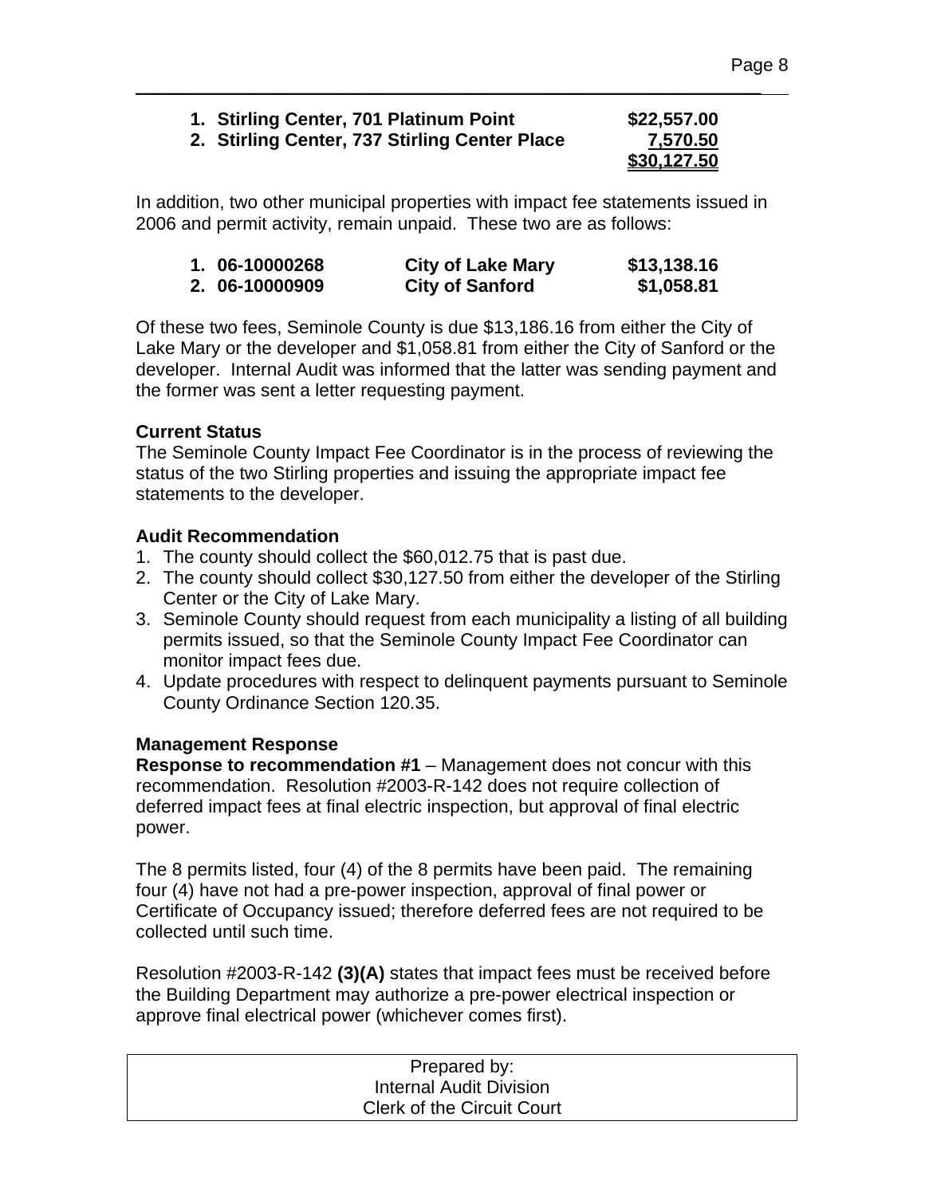| | | |
|---|---|---|
| **1. Stirling Center, 701 Platinum Point** | | **$22,557.00** |
| **2. Stirling Center, 737 Stirling Center Place** | | **7,570.50** |
| | | **$30,127.50** |

In addition, two other municipal properties with impact fee statements issued in 2006 and permit activity, remain unpaid. These two are as follows:

| | | |
|---|---|---|
| **1. 06-10000268** | **City of Lake Mary** | **$13,138.16** |
| **2. 06-10000909** | **City of Sanford** | **$1,058.81** |

Of these two fees, Seminole County is due $13,186.16 from either the City of Lake Mary or the developer and $1,058.81 from either the City of Sanford or the developer. Internal Audit was informed that the latter was sending payment and the former was sent a letter requesting payment.

**Current Status**

The Seminole County Impact Fee Coordinator is in the process of reviewing the status of the two Stirling properties and issuing the appropriate impact fee statements to the developer.

**Audit Recommendation**

1. The county should collect the $60,012.75 that is past due.
2. The county should collect $30,127.50 from either the developer of the Stirling Center or the City of Lake Mary.
3. Seminole County should request from each municipality a listing of all building permits issued, so that the Seminole County Impact Fee Coordinator can monitor impact fees due.
4. Update procedures with respect to delinquent payments pursuant to Seminole County Ordinance Section 120.35.

**Management Response**

**Response to recommendation #1** – Management does not concur with this recommendation. Resolution #2003-R-142 does not require collection of deferred impact fees at final electric inspection, but approval of final electric power.

The 8 permits listed, four (4) of the 8 permits have been paid. The remaining four (4) have not had a pre-power inspection, approval of final power or Certificate of Occupancy issued; therefore deferred fees are not required to be collected until such time.

Resolution #2003-R-142 **(3)(A)** states that impact fees must be received before the Building Department may authorize a pre-power electrical inspection or approve final electrical power (whichever comes first).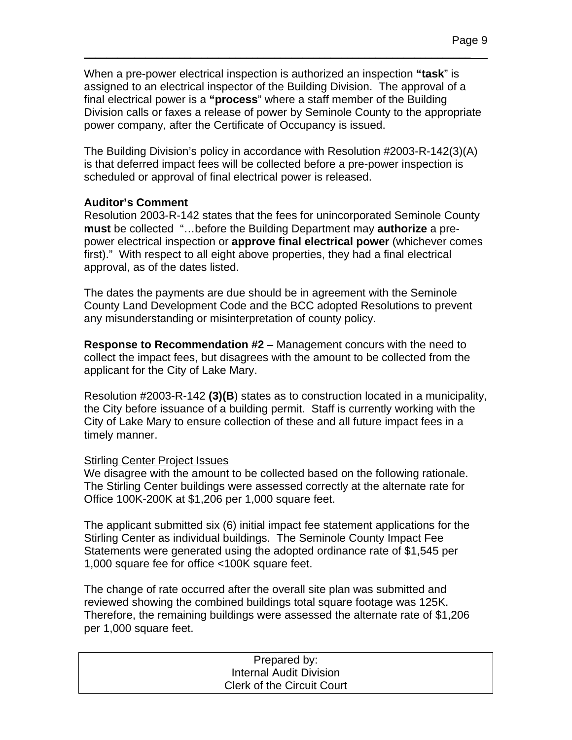When a pre-power electrical inspection is authorized an inspection **"task"** is assigned to an electrical inspector of the Building Division. The approval of a final electrical power is a **"process"** where a staff member of the Building Division calls or faxes a release of power by Seminole County to the appropriate power company, after the Certificate of Occupancy is issued.

The Building Division's policy in accordance with Resolution #2003-R-142(3)(A) is that deferred impact fees will be collected before a pre-power inspection is scheduled or approval of final electrical power is released.

**Auditor's Comment**

Resolution 2003-R-142 states that the fees for unincorporated Seminole County **must** be collected "…before the Building Department may **authorize** a pre-power electrical inspection or **approve final electrical power** (whichever comes first)." With respect to all eight above properties, they had a final electrical approval, as of the dates listed.

The dates the payments are due should be in agreement with the Seminole County Land Development Code and the BCC adopted Resolutions to prevent any misunderstanding or misinterpretation of county policy.

**Response to Recommendation #2** – Management concurs with the need to collect the impact fees, but disagrees with the amount to be collected from the applicant for the City of Lake Mary.

Resolution #2003-R-142 **(3)(B**) states as to construction located in a municipality, the City before issuance of a building permit. Staff is currently working with the City of Lake Mary to ensure collection of these and all future impact fees in a timely manner.

<u>Stirling Center Project Issues</u>

We disagree with the amount to be collected based on the following rationale. The Stirling Center buildings were assessed correctly at the alternate rate for Office 100K-200K at $1,206 per 1,000 square feet.

The applicant submitted six (6) initial impact fee statement applications for the Stirling Center as individual buildings. The Seminole County Impact Fee Statements were generated using the adopted ordinance rate of $1,545 per 1,000 square fee for office <100K square feet.

The change of rate occurred after the overall site plan was submitted and reviewed showing the combined buildings total square footage was 125K. Therefore, the remaining buildings were assessed the alternate rate of $1,206 per 1,000 square feet.

Prepared by:
Internal Audit Division
Clerk of the Circuit Court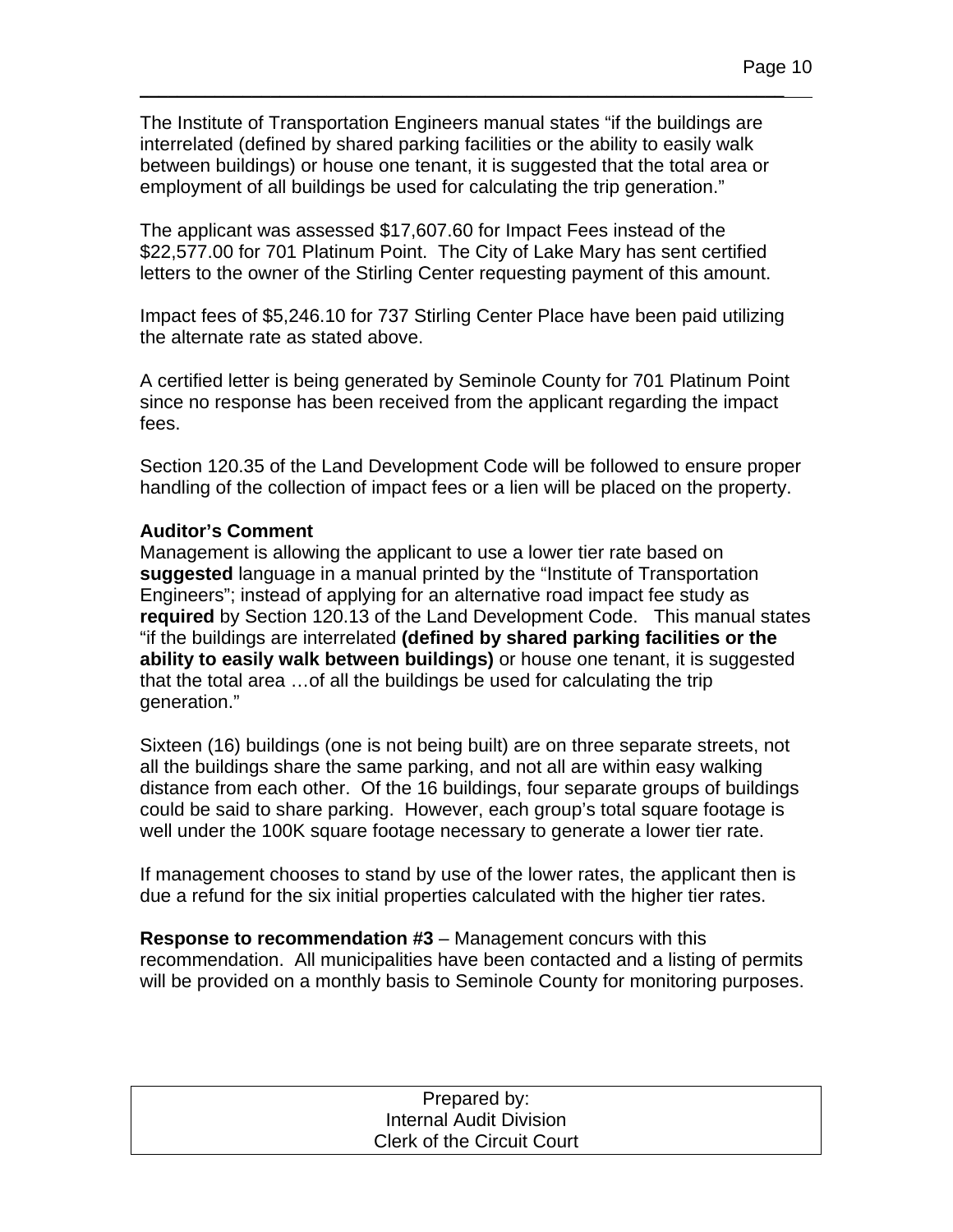The Institute of Transportation Engineers manual states "if the buildings are interrelated (defined by shared parking facilities or the ability to easily walk between buildings) or house one tenant, it is suggested that the total area or employment of all buildings be used for calculating the trip generation."

The applicant was assessed $17,607.60 for Impact Fees instead of the $22,577.00 for 701 Platinum Point. The City of Lake Mary has sent certified letters to the owner of the Stirling Center requesting payment of this amount.

Impact fees of $5,246.10 for 737 Stirling Center Place have been paid utilizing the alternate rate as stated above.

A certified letter is being generated by Seminole County for 701 Platinum Point since no response has been received from the applicant regarding the impact fees.

Section 120.35 of the Land Development Code will be followed to ensure proper handling of the collection of impact fees or a lien will be placed on the property.

**Auditor's Comment**
Management is allowing the applicant to use a lower tier rate based on **suggested** language in a manual printed by the "Institute of Transportation Engineers"; instead of applying for an alternative road impact fee study as **required** by Section 120.13 of the Land Development Code. This manual states "if the buildings are interrelated **(defined by shared parking facilities or the ability to easily walk between buildings)** or house one tenant, it is suggested that the total area …of all the buildings be used for calculating the trip generation."

Sixteen (16) buildings (one is not being built) are on three separate streets, not all the buildings share the same parking, and not all are within easy walking distance from each other. Of the 16 buildings, four separate groups of buildings could be said to share parking. However, each group's total square footage is well under the 100K square footage necessary to generate a lower tier rate.

If management chooses to stand by use of the lower rates, the applicant then is due a refund for the six initial properties calculated with the higher tier rates.

**Response to recommendation #3** – Management concurs with this recommendation. All municipalities have been contacted and a listing of permits will be provided on a monthly basis to Seminole County for monitoring purposes.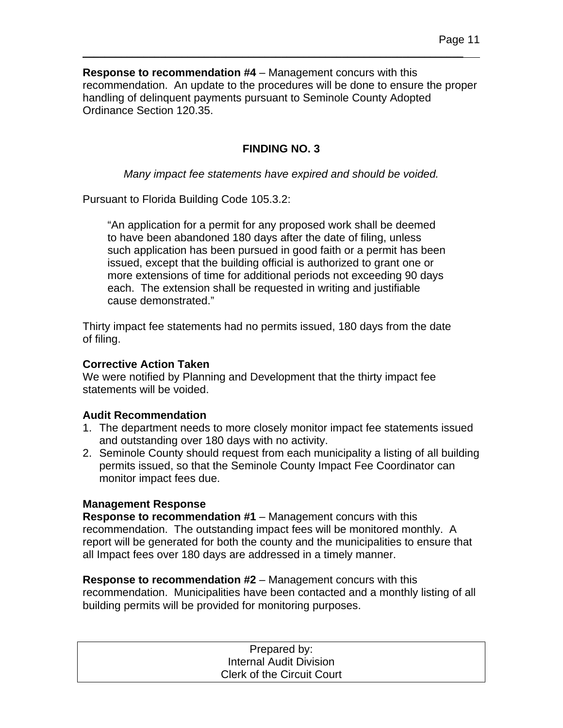**Response to recommendation #4** – Management concurs with this recommendation. An update to the procedures will be done to ensure the proper handling of delinquent payments pursuant to Seminole County Adopted Ordinance Section 120.35.

## FINDING NO. 3

*Many impact fee statements have expired and should be voided.*

Pursuant to Florida Building Code 105.3.2:

> "An application for a permit for any proposed work shall be deemed to have been abandoned 180 days after the date of filing, unless such application has been pursued in good faith or a permit has been issued, except that the building official is authorized to grant one or more extensions of time for additional periods not exceeding 90 days each. The extension shall be requested in writing and justifiable cause demonstrated."

Thirty impact fee statements had no permits issued, 180 days from the date of filing.

**Corrective Action Taken**
We were notified by Planning and Development that the thirty impact fee statements will be voided.

**Audit Recommendation**
1. The department needs to more closely monitor impact fee statements issued and outstanding over 180 days with no activity.
2. Seminole County should request from each municipality a listing of all building permits issued, so that the Seminole County Impact Fee Coordinator can monitor impact fees due.

**Management Response**
**Response to recommendation #1** – Management concurs with this recommendation. The outstanding impact fees will be monitored monthly. A report will be generated for both the county and the municipalities to ensure that all Impact fees over 180 days are addressed in a timely manner.

**Response to recommendation #2** – Management concurs with this recommendation. Municipalities have been contacted and a monthly listing of all building permits will be provided for monitoring purposes.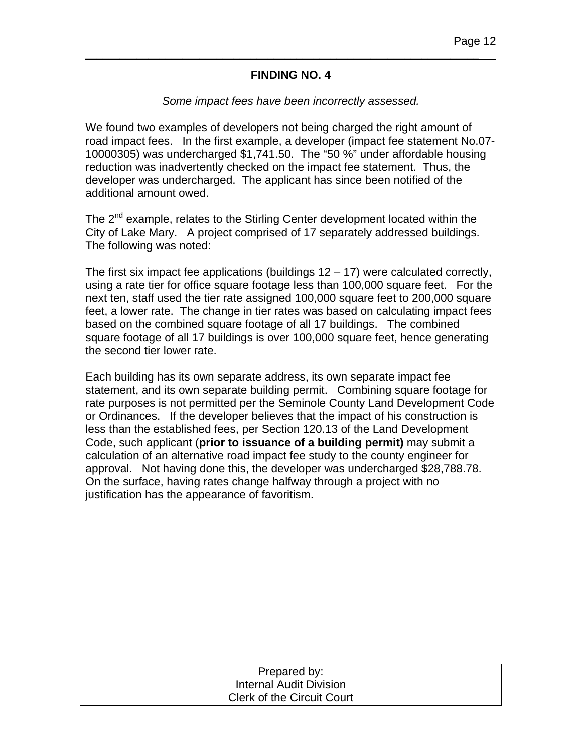## FINDING NO. 4

*Some impact fees have been incorrectly assessed.*

We found two examples of developers not being charged the right amount of road impact fees. In the first example, a developer (impact fee statement No.07-10000305) was undercharged $1,741.50. The "50 %" under affordable housing reduction was inadvertently checked on the impact fee statement. Thus, the developer was undercharged. The applicant has since been notified of the additional amount owed.

The 2nd example, relates to the Stirling Center development located within the City of Lake Mary. A project comprised of 17 separately addressed buildings. The following was noted:

The first six impact fee applications (buildings 12 – 17) were calculated correctly, using a rate tier for office square footage less than 100,000 square feet. For the next ten, staff used the tier rate assigned 100,000 square feet to 200,000 square feet, a lower rate. The change in tier rates was based on calculating impact fees based on the combined square footage of all 17 buildings. The combined square footage of all 17 buildings is over 100,000 square feet, hence generating the second tier lower rate.

Each building has its own separate address, its own separate impact fee statement, and its own separate building permit. Combining square footage for rate purposes is not permitted per the Seminole County Land Development Code or Ordinances. If the developer believes that the impact of his construction is less than the established fees, per Section 120.13 of the Land Development Code, such applicant (**prior to issuance of a building permit)** may submit a calculation of an alternative road impact fee study to the county engineer for approval. Not having done this, the developer was undercharged $28,788.78. On the surface, having rates change halfway through a project with no justification has the appearance of favoritism.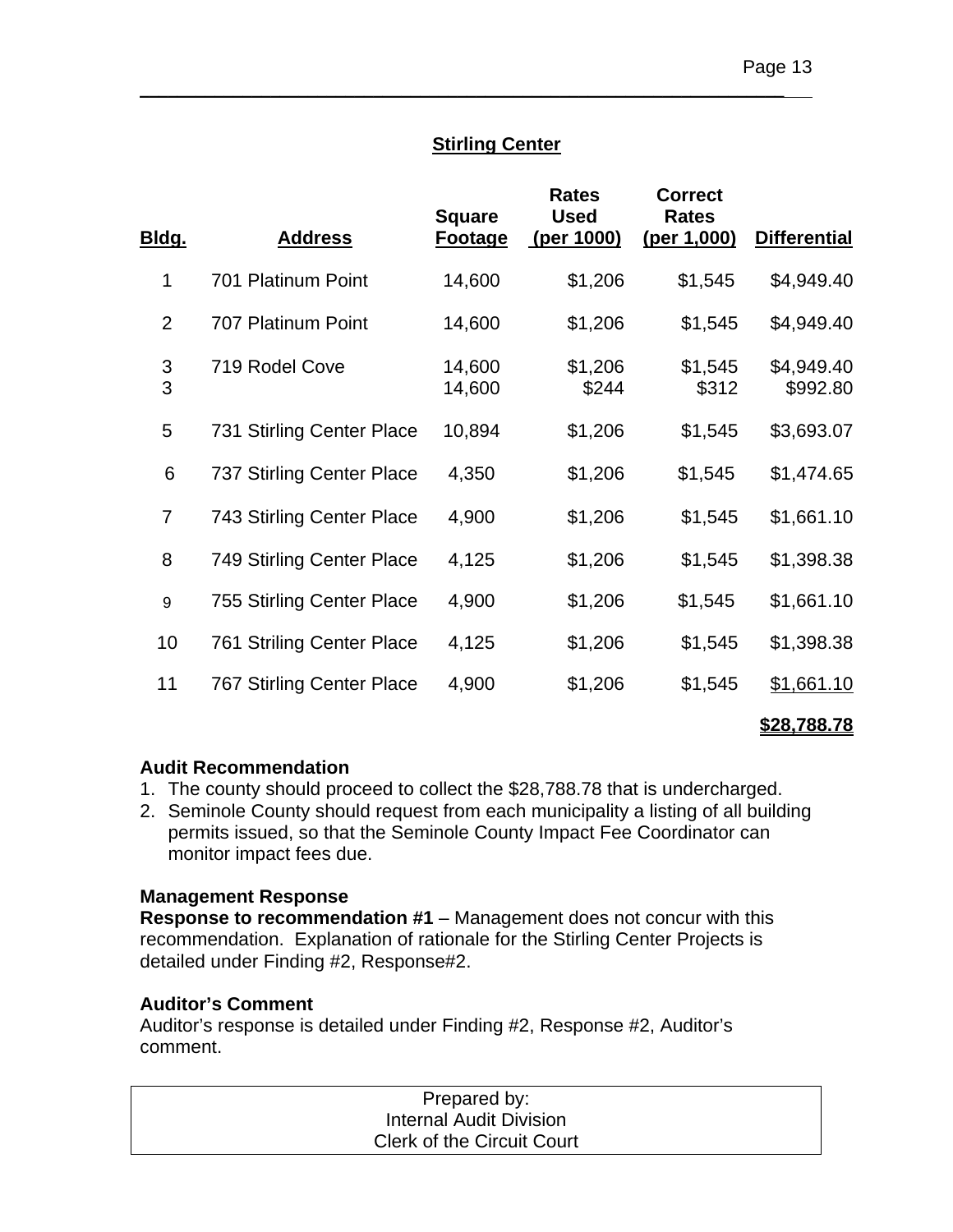## Stirling Center

| Bldg. | Address | Square Footage | Rates Used (per 1000) | Correct Rates (per 1,000) | Differential |
|---|---|---|---|---|---|
| 1 | 701 Platinum Point | 14,600 | $1,206 | $1,545 | $4,949.40 |
| 2 | 707 Platinum Point | 14,600 | $1,206 | $1,545 | $4,949.40 |
| 3 | 719 Rodel Cove | 14,600 | $1,206 | $1,545 | $4,949.40 |
| 3 | | 14,600 | $244 | $312 | $992.80 |
| 5 | 731 Stirling Center Place | 10,894 | $1,206 | $1,545 | $3,693.07 |
| 6 | 737 Stirling Center Place | 4,350 | $1,206 | $1,545 | $1,474.65 |
| 7 | 743 Stirling Center Place | 4,900 | $1,206 | $1,545 | $1,661.10 |
| 8 | 749 Stirling Center Place | 4,125 | $1,206 | $1,545 | $1,398.38 |
| 9 | 755 Stirling Center Place | 4,900 | $1,206 | $1,545 | $1,661.10 |
| 10 | 761 Striling Center Place | 4,125 | $1,206 | $1,545 | $1,398.38 |
| 11 | 767 Stirling Center Place | 4,900 | $1,206 | $1,545 | $1,661.10 |
| | | | | | **$28,788.78** |

**Audit Recommendation**

1. The county should proceed to collect the $28,788.78 that is undercharged.
2. Seminole County should request from each municipality a listing of all building permits issued, so that the Seminole County Impact Fee Coordinator can monitor impact fees due.

**Management Response**

**Response to recommendation #1** – Management does not concur with this recommendation. Explanation of rationale for the Stirling Center Projects is detailed under Finding #2, Response#2.

**Auditor's Comment**

Auditor's response is detailed under Finding #2, Response #2, Auditor's comment.

Prepared by:
Internal Audit Division
Clerk of the Circuit Court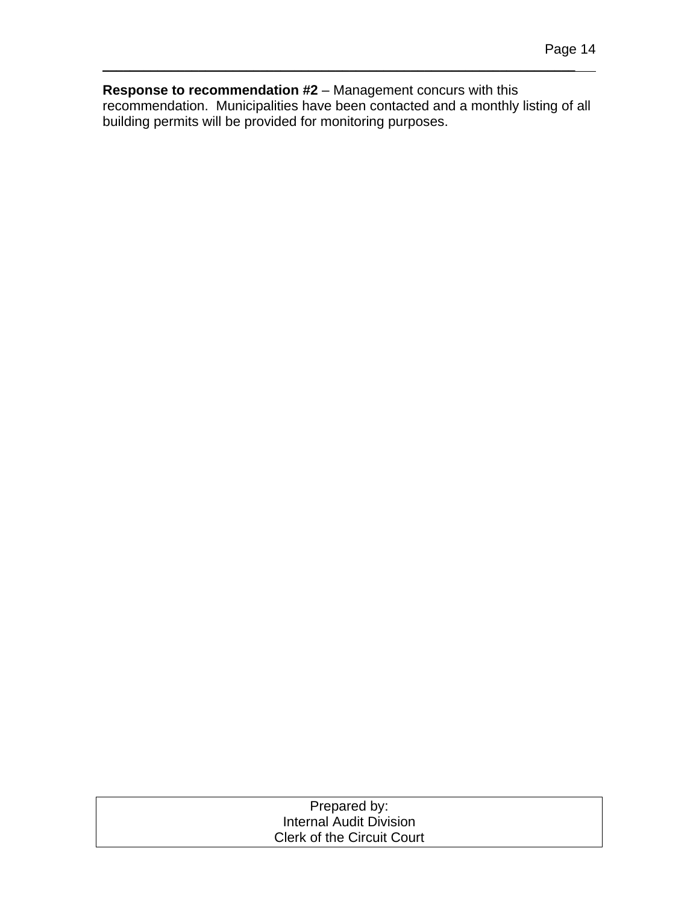**Response to recommendation #2** – Management concurs with this recommendation. Municipalities have been contacted and a monthly listing of all building permits will be provided for monitoring purposes.